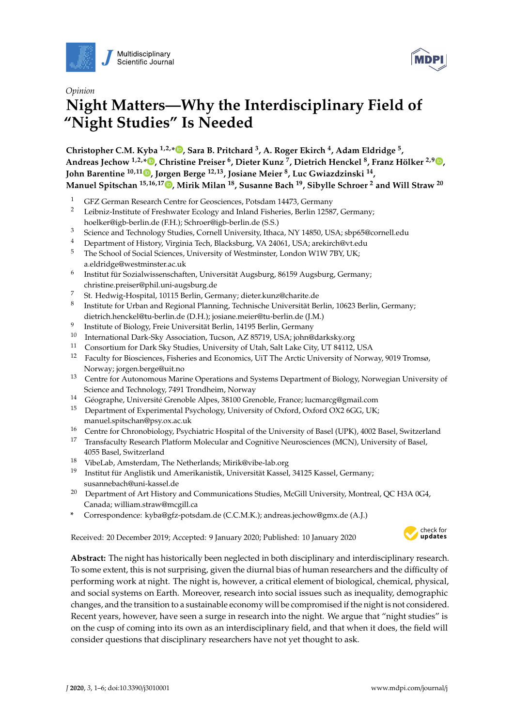*Opinion*

# Night Matters—Why the Interdisciplinary Field of "Night Studies" Is Needed

**Christopher C.M. Kyba [1,2,*], Sara B. Pritchard [3], A. Roger Ekirch [4], Adam Eldridge [5], Andreas Jechow [1,2,*], Christine Preiser [6], Dieter Kunz [7], Dietrich Henckel [8], Franz Hölker [2,9], John Barentine [10,11], Jørgen Berge [12,13], Josiane Meier [8], Luc Gwiazdzinski [14], Manuel Spitschan [15,16,17], Mirik Milan [18], Susanne Bach [19], Sibylle Schroer [2] and Will Straw [20]**

1. GFZ German Research Centre for Geosciences, Potsdam 14473, Germany
2. Leibniz-Institute of Freshwater Ecology and Inland Fisheries, Berlin 12587, Germany; hoelker@igb-berlin.de (F.H.); Schroer@igb-berlin.de (S.S.)
3. Science and Technology Studies, Cornell University, Ithaca, NY 14850, USA; sbp65@cornell.edu
4. Department of History, Virginia Tech, Blacksburg, VA 24061, USA; arekirch@vt.edu
5. The School of Social Sciences, University of Westminster, London W1W 7BY, UK; a.eldridge@westminster.ac.uk
6. Institut für Sozialwissenschaften, Universität Augsburg, 86159 Augsburg, Germany; christine.preiser@phil.uni-augsburg.de
7. St. Hedwig-Hospital, 10115 Berlin, Germany; dieter.kunz@charite.de
8. Institute for Urban and Regional Planning, Technische Universität Berlin, 10623 Berlin, Germany; dietrich.henckel@tu-berlin.de (D.H.); josiane.meier@tu-berlin.de (J.M.)
9. Institute of Biology, Freie Universität Berlin, 14195 Berlin, Germany
10. International Dark-Sky Association, Tucson, AZ 85719, USA; john@darksky.org
11. Consortium for Dark Sky Studies, University of Utah, Salt Lake City, UT 84112, USA
12. Faculty for Biosciences, Fisheries and Economics, UiT The Arctic University of Norway, 9019 Tromsø, Norway; jorgen.berge@uit.no
13. Centre for Autonomous Marine Operations and Systems Department of Biology, Norwegian University of Science and Technology, 7491 Trondheim, Norway
14. Géographe, Université Grenoble Alpes, 38100 Grenoble, France; lucmarcg@gmail.com
15. Department of Experimental Psychology, University of Oxford, Oxford OX2 6GG, UK; manuel.spitschan@psy.ox.ac.uk
16. Centre for Chronobiology, Psychiatric Hospital of the University of Basel (UPK), 4002 Basel, Switzerland
17. Transfaculty Research Platform Molecular and Cognitive Neurosciences (MCN), University of Basel, 4055 Basel, Switzerland
18. VibeLab, Amsterdam, The Netherlands; Mirik@vibe-lab.org
19. Institut für Anglistik und Amerikanistik, Universität Kassel, 34125 Kassel, Germany; susannebach@uni-kassel.de
20. Department of Art History and Communications Studies, McGill University, Montreal, QC H3A 0G4, Canada; william.straw@mcgill.ca

\* Correspondence: kyba@gfz-potsdam.de (C.C.M.K.); andreas.jechow@gmx.de (A.J.)

Received: 20 December 2019; Accepted: 9 January 2020; Published: 10 January 2020

**Abstract:** The night has historically been neglected in both disciplinary and interdisciplinary research. To some extent, this is not surprising, given the diurnal bias of human researchers and the difficulty of performing work at night. The night is, however, a critical element of biological, chemical, physical, and social systems on Earth. Moreover, research into social issues such as inequality, demographic changes, and the transition to a sustainable economy will be compromised if the night is not considered. Recent years, however, have seen a surge in research into the night. We argue that "night studies" is on the cusp of coming into its own as an interdisciplinary field, and that when it does, the field will consider questions that disciplinary researchers have not yet thought to ask.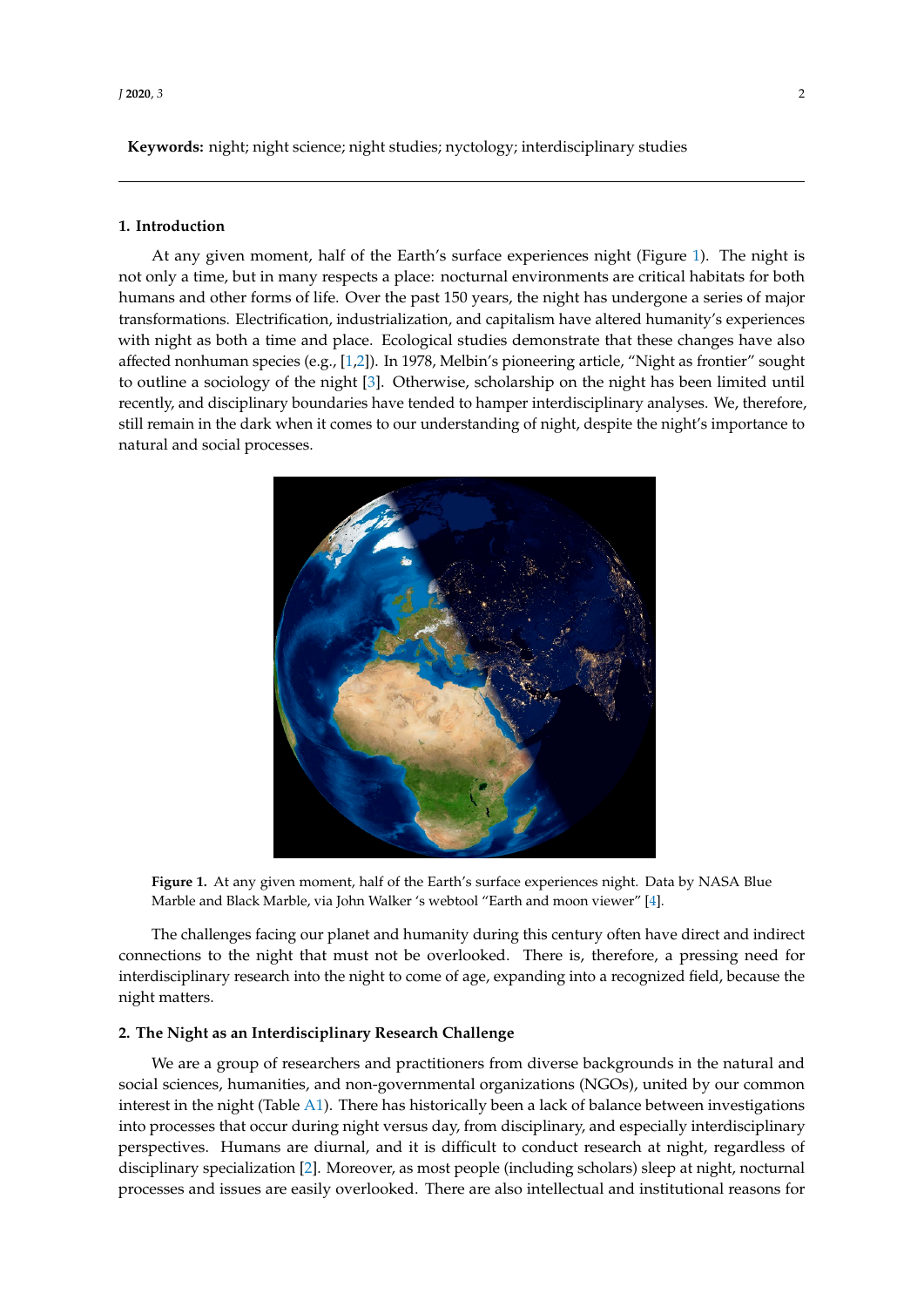**Keywords:** night; night science; night studies; nyctology; interdisciplinary studies

## 1. Introduction

At any given moment, half of the Earth's surface experiences night (Figure 1). The night is not only a time, but in many respects a place: nocturnal environments are critical habitats for both humans and other forms of life. Over the past 150 years, the night has undergone a series of major transformations. Electrification, industrialization, and capitalism have altered humanity's experiences with night as both a time and place. Ecological studies demonstrate that these changes have also affected nonhuman species (e.g., [1,2]). In 1978, Melbin's pioneering article, "Night as frontier" sought to outline a sociology of the night [3]. Otherwise, scholarship on the night has been limited until recently, and disciplinary boundaries have tended to hamper interdisciplinary analyses. We, therefore, still remain in the dark when it comes to our understanding of night, despite the night's importance to natural and social processes.

**Figure 1.** At any given moment, half of the Earth's surface experiences night. Data by NASA Blue Marble and Black Marble, via John Walker 's webtool "Earth and moon viewer" [4].

The challenges facing our planet and humanity during this century often have direct and indirect connections to the night that must not be overlooked. There is, therefore, a pressing need for interdisciplinary research into the night to come of age, expanding into a recognized field, because the night matters.

## 2. The Night as an Interdisciplinary Research Challenge

We are a group of researchers and practitioners from diverse backgrounds in the natural and social sciences, humanities, and non-governmental organizations (NGOs), united by our common interest in the night (Table A1). There has historically been a lack of balance between investigations into processes that occur during night versus day, from disciplinary, and especially interdisciplinary perspectives. Humans are diurnal, and it is difficult to conduct research at night, regardless of disciplinary specialization [2]. Moreover, as most people (including scholars) sleep at night, nocturnal processes and issues are easily overlooked. There are also intellectual and institutional reasons for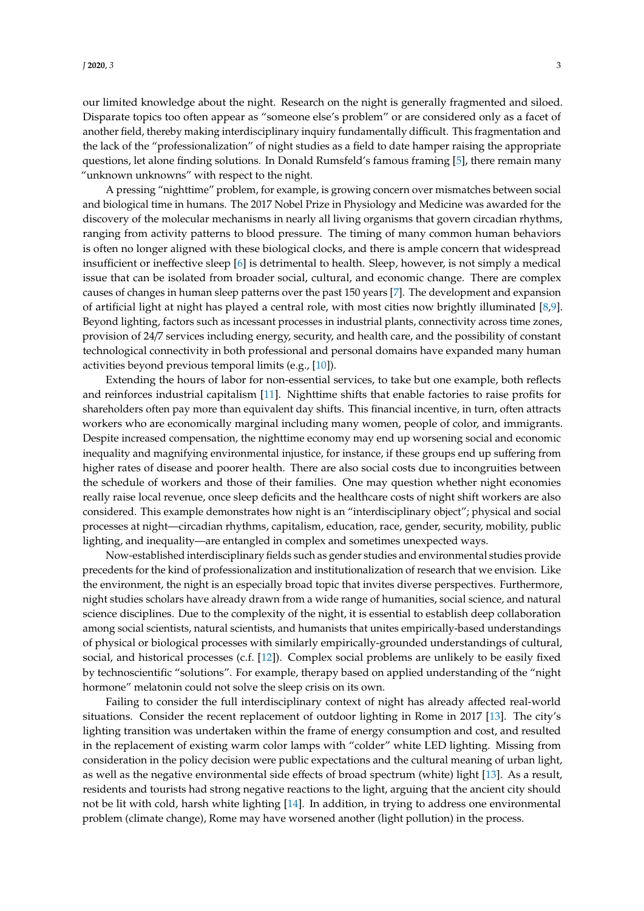our limited knowledge about the night. Research on the night is generally fragmented and siloed. Disparate topics too often appear as "someone else's problem" or are considered only as a facet of another field, thereby making interdisciplinary inquiry fundamentally difficult. This fragmentation and the lack of the "professionalization" of night studies as a field to date hamper raising the appropriate questions, let alone finding solutions. In Donald Rumsfeld's famous framing [5], there remain many "unknown unknowns" with respect to the night.

A pressing "nighttime" problem, for example, is growing concern over mismatches between social and biological time in humans. The 2017 Nobel Prize in Physiology and Medicine was awarded for the discovery of the molecular mechanisms in nearly all living organisms that govern circadian rhythms, ranging from activity patterns to blood pressure. The timing of many common human behaviors is often no longer aligned with these biological clocks, and there is ample concern that widespread insufficient or ineffective sleep [6] is detrimental to health. Sleep, however, is not simply a medical issue that can be isolated from broader social, cultural, and economic change. There are complex causes of changes in human sleep patterns over the past 150 years [7]. The development and expansion of artificial light at night has played a central role, with most cities now brightly illuminated [8,9]. Beyond lighting, factors such as incessant processes in industrial plants, connectivity across time zones, provision of 24/7 services including energy, security, and health care, and the possibility of constant technological connectivity in both professional and personal domains have expanded many human activities beyond previous temporal limits (e.g., [10]).

Extending the hours of labor for non-essential services, to take but one example, both reflects and reinforces industrial capitalism [11]. Nighttime shifts that enable factories to raise profits for shareholders often pay more than equivalent day shifts. This financial incentive, in turn, often attracts workers who are economically marginal including many women, people of color, and immigrants. Despite increased compensation, the nighttime economy may end up worsening social and economic inequality and magnifying environmental injustice, for instance, if these groups end up suffering from higher rates of disease and poorer health. There are also social costs due to incongruities between the schedule of workers and those of their families. One may question whether night economies really raise local revenue, once sleep deficits and the healthcare costs of night shift workers are also considered. This example demonstrates how night is an "interdisciplinary object"; physical and social processes at night—circadian rhythms, capitalism, education, race, gender, security, mobility, public lighting, and inequality—are entangled in complex and sometimes unexpected ways.

Now-established interdisciplinary fields such as gender studies and environmental studies provide precedents for the kind of professionalization and institutionalization of research that we envision. Like the environment, the night is an especially broad topic that invites diverse perspectives. Furthermore, night studies scholars have already drawn from a wide range of humanities, social science, and natural science disciplines. Due to the complexity of the night, it is essential to establish deep collaboration among social scientists, natural scientists, and humanists that unites empirically-based understandings of physical or biological processes with similarly empirically-grounded understandings of cultural, social, and historical processes (c.f. [12]). Complex social problems are unlikely to be easily fixed by technoscientific "solutions". For example, therapy based on applied understanding of the "night hormone" melatonin could not solve the sleep crisis on its own.

Failing to consider the full interdisciplinary context of night has already affected real-world situations. Consider the recent replacement of outdoor lighting in Rome in 2017 [13]. The city's lighting transition was undertaken within the frame of energy consumption and cost, and resulted in the replacement of existing warm color lamps with "colder" white LED lighting. Missing from consideration in the policy decision were public expectations and the cultural meaning of urban light, as well as the negative environmental side effects of broad spectrum (white) light [13]. As a result, residents and tourists had strong negative reactions to the light, arguing that the ancient city should not be lit with cold, harsh white lighting [14]. In addition, in trying to address one environmental problem (climate change), Rome may have worsened another (light pollution) in the process.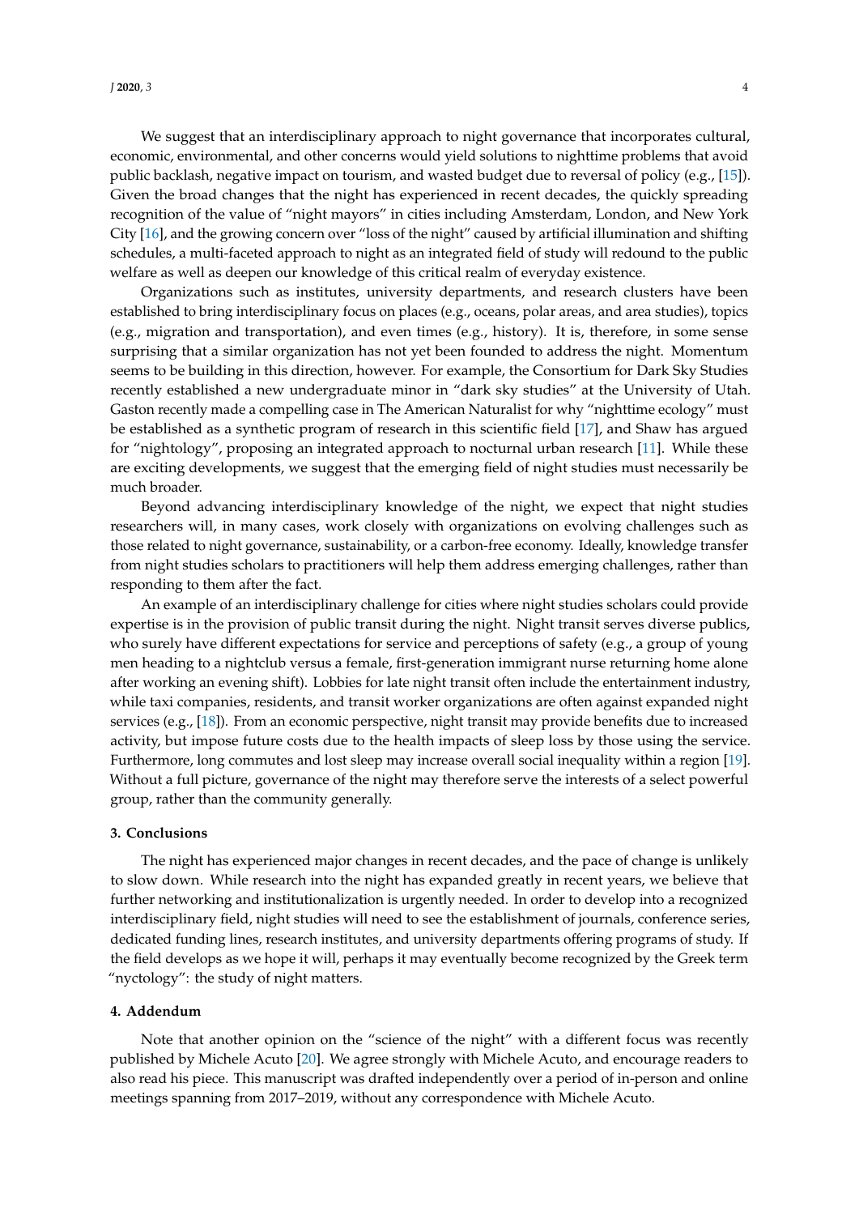We suggest that an interdisciplinary approach to night governance that incorporates cultural, economic, environmental, and other concerns would yield solutions to nighttime problems that avoid public backlash, negative impact on tourism, and wasted budget due to reversal of policy (e.g., [15]). Given the broad changes that the night has experienced in recent decades, the quickly spreading recognition of the value of "night mayors" in cities including Amsterdam, London, and New York City [16], and the growing concern over "loss of the night" caused by artificial illumination and shifting schedules, a multi-faceted approach to night as an integrated field of study will redound to the public welfare as well as deepen our knowledge of this critical realm of everyday existence.

Organizations such as institutes, university departments, and research clusters have been established to bring interdisciplinary focus on places (e.g., oceans, polar areas, and area studies), topics (e.g., migration and transportation), and even times (e.g., history). It is, therefore, in some sense surprising that a similar organization has not yet been founded to address the night. Momentum seems to be building in this direction, however. For example, the Consortium for Dark Sky Studies recently established a new undergraduate minor in "dark sky studies" at the University of Utah. Gaston recently made a compelling case in The American Naturalist for why "nighttime ecology" must be established as a synthetic program of research in this scientific field [17], and Shaw has argued for "nightology", proposing an integrated approach to nocturnal urban research [11]. While these are exciting developments, we suggest that the emerging field of night studies must necessarily be much broader.

Beyond advancing interdisciplinary knowledge of the night, we expect that night studies researchers will, in many cases, work closely with organizations on evolving challenges such as those related to night governance, sustainability, or a carbon-free economy. Ideally, knowledge transfer from night studies scholars to practitioners will help them address emerging challenges, rather than responding to them after the fact.

An example of an interdisciplinary challenge for cities where night studies scholars could provide expertise is in the provision of public transit during the night. Night transit serves diverse publics, who surely have different expectations for service and perceptions of safety (e.g., a group of young men heading to a nightclub versus a female, first-generation immigrant nurse returning home alone after working an evening shift). Lobbies for late night transit often include the entertainment industry, while taxi companies, residents, and transit worker organizations are often against expanded night services (e.g., [18]). From an economic perspective, night transit may provide benefits due to increased activity, but impose future costs due to the health impacts of sleep loss by those using the service. Furthermore, long commutes and lost sleep may increase overall social inequality within a region [19]. Without a full picture, governance of the night may therefore serve the interests of a select powerful group, rather than the community generally.

### 3. Conclusions

The night has experienced major changes in recent decades, and the pace of change is unlikely to slow down. While research into the night has expanded greatly in recent years, we believe that further networking and institutionalization is urgently needed. In order to develop into a recognized interdisciplinary field, night studies will need to see the establishment of journals, conference series, dedicated funding lines, research institutes, and university departments offering programs of study. If the field develops as we hope it will, perhaps it may eventually become recognized by the Greek term "nyctology": the study of night matters.

### 4. Addendum

Note that another opinion on the "science of the night" with a different focus was recently published by Michele Acuto [20]. We agree strongly with Michele Acuto, and encourage readers to also read his piece. This manuscript was drafted independently over a period of in-person and online meetings spanning from 2017–2019, without any correspondence with Michele Acuto.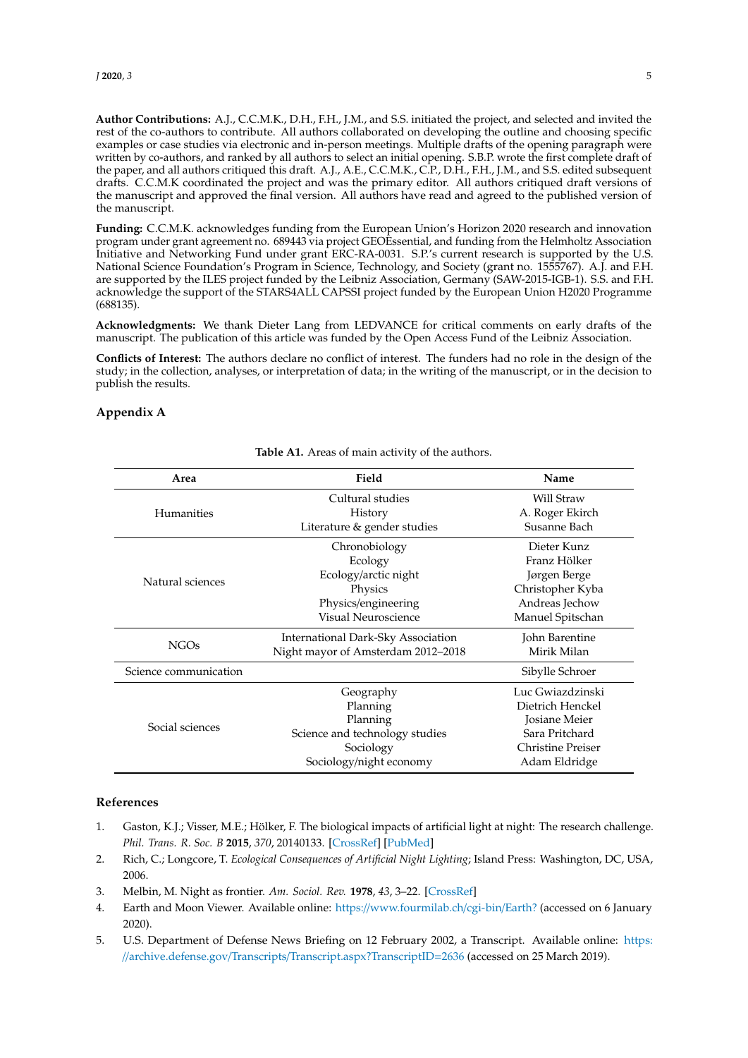**Author Contributions:** A.J., C.C.M.K., D.H., F.H., J.M., and S.S. initiated the project, and selected and invited the rest of the co-authors to contribute. All authors collaborated on developing the outline and choosing specific examples or case studies via electronic and in-person meetings. Multiple drafts of the opening paragraph were written by co-authors, and ranked by all authors to select an initial opening. S.B.P. wrote the first complete draft of the paper, and all authors critiqued this draft. A.J., A.E., C.C.M.K., C.P., D.H., F.H., J.M., and S.S. edited subsequent drafts. C.C.M.K coordinated the project and was the primary editor. All authors critiqued draft versions of the manuscript and approved the final version. All authors have read and agreed to the published version of the manuscript.

**Funding:** C.C.M.K. acknowledges funding from the European Union's Horizon 2020 research and innovation program under grant agreement no. 689443 via project GEOEssential, and funding from the Helmholtz Association Initiative and Networking Fund under grant ERC-RA-0031. S.P.'s current research is supported by the U.S. National Science Foundation's Program in Science, Technology, and Society (grant no. 1555767). A.J. and F.H. are supported by the ILES project funded by the Leibniz Association, Germany (SAW-2015-IGB-1). S.S. and F.H. acknowledge the support of the STARS4ALL CAPSSI project funded by the European Union H2020 Programme (688135).

**Acknowledgments:** We thank Dieter Lang from LEDVANCE for critical comments on early drafts of the manuscript. The publication of this article was funded by the Open Access Fund of the Leibniz Association.

**Conflicts of Interest:** The authors declare no conflict of interest. The funders had no role in the design of the study; in the collection, analyses, or interpretation of data; in the writing of the manuscript, or in the decision to publish the results.

## Appendix A

**Table A1.** Areas of main activity of the authors.

| Area | Field | Name |
|---|---|---|
| Humanities | Cultural studies | Will Straw |
| | History | A. Roger Ekirch |
| | Literature & gender studies | Susanne Bach |
| Natural sciences | Chronobiology | Dieter Kunz |
| | Ecology | Franz Hölker |
| | Ecology/arctic night | Jørgen Berge |
| | Physics | Christopher Kyba |
| | Physics/engineering | Andreas Jechow |
| | Visual Neuroscience | Manuel Spitschan |
| NGOs | International Dark-Sky Association | John Barentine |
| | Night mayor of Amsterdam 2012–2018 | Mirik Milan |
| Science communication | | Sibylle Schroer |
| Social sciences | Geography | Luc Gwiazdzinski |
| | Planning | Dietrich Henckel |
| | Planning | Josiane Meier |
| | Science and technology studies | Sara Pritchard |
| | Sociology | Christine Preiser |
| | Sociology/night economy | Adam Eldridge |

## References

1. Gaston, K.J.; Visser, M.E.; Hölker, F. The biological impacts of artificial light at night: The research challenge. *Phil. Trans. R. Soc. B* **2015**, *370*, 20140133. [CrossRef] [PubMed]
2. Rich, C.; Longcore, T. *Ecological Consequences of Artificial Night Lighting*; Island Press: Washington, DC, USA, 2006.
3. Melbin, M. Night as frontier. *Am. Sociol. Rev.* **1978**, *43*, 3–22. [CrossRef]
4. Earth and Moon Viewer. Available online: https://www.fourmilab.ch/cgi-bin/Earth? (accessed on 6 January 2020).
5. U.S. Department of Defense News Briefing on 12 February 2002, a Transcript. Available online: https://archive.defense.gov/Transcripts/Transcript.aspx?TranscriptID=2636 (accessed on 25 March 2019).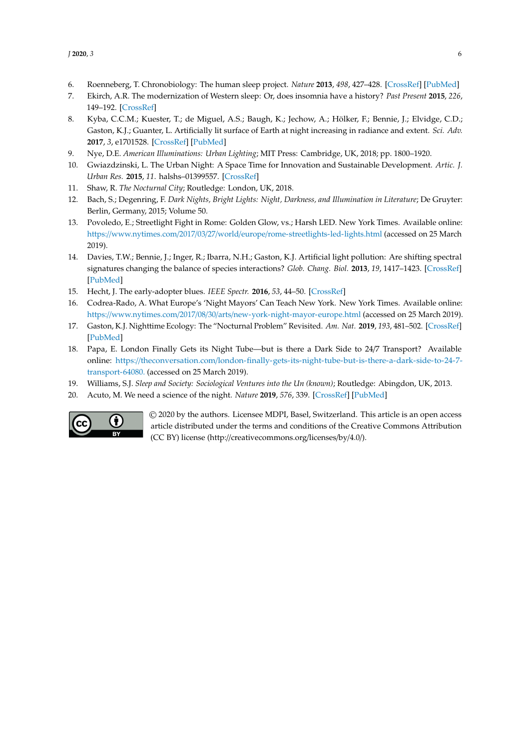6. Roenneberg, T. Chronobiology: The human sleep project. *Nature* **2013**, *498*, 427–428. [CrossRef] [PubMed]
7. Ekirch, A.R. The modernization of Western sleep: Or, does insomnia have a history? *Past Present* **2015**, *226*, 149–192. [CrossRef]
8. Kyba, C.C.M.; Kuester, T.; de Miguel, A.S.; Baugh, K.; Jechow, A.; Hölker, F.; Bennie, J.; Elvidge, C.D.; Gaston, K.J.; Guanter, L. Artificially lit surface of Earth at night increasing in radiance and extent. *Sci. Adv.* **2017**, *3*, e1701528. [CrossRef] [PubMed]
9. Nye, D.E. *American Illuminations: Urban Lighting*; MIT Press: Cambridge, UK, 2018; pp. 1800–1920.
10. Gwiazdzinski, L. The Urban Night: A Space Time for Innovation and Sustainable Development. *Artic. J. Urban Res.* **2015**, *11*. halshs–01399557. [CrossRef]
11. Shaw, R. *The Nocturnal City*; Routledge: London, UK, 2018.
12. Bach, S.; Degenring, F. *Dark Nights, Bright Lights: Night, Darkness, and Illumination in Literature*; De Gruyter: Berlin, Germany, 2015; Volume 50.
13. Povoledo, E.; Streetlight Fight in Rome: Golden Glow, vs.; Harsh LED. New York Times. Available online: https://www.nytimes.com/2017/03/27/world/europe/rome-streetlights-led-lights.html (accessed on 25 March 2019).
14. Davies, T.W.; Bennie, J.; Inger, R.; Ibarra, N.H.; Gaston, K.J. Artificial light pollution: Are shifting spectral signatures changing the balance of species interactions? *Glob. Chang. Biol.* **2013**, *19*, 1417–1423. [CrossRef] [PubMed]
15. Hecht, J. The early-adopter blues. *IEEE Spectr.* **2016**, *53*, 44–50. [CrossRef]
16. Codrea-Rado, A. What Europe's 'Night Mayors' Can Teach New York. New York Times. Available online: https://www.nytimes.com/2017/08/30/arts/new-york-night-mayor-europe.html (accessed on 25 March 2019).
17. Gaston, K.J. Nighttime Ecology: The "Nocturnal Problem" Revisited. *Am. Nat.* **2019**, *193*, 481–502. [CrossRef] [PubMed]
18. Papa, E. London Finally Gets its Night Tube—but is there a Dark Side to 24/7 Transport? Available online: https://theconversation.com/london-finally-gets-its-night-tube-but-is-there-a-dark-side-to-24-7-transport-64080. (accessed on 25 March 2019).
19. Williams, S.J. *Sleep and Society: Sociological Ventures into the Un (known)*; Routledge: Abingdon, UK, 2013.
20. Acuto, M. We need a science of the night. *Nature* **2019**, *576*, 339. [CrossRef] [PubMed]

© 2020 by the authors. Licensee MDPI, Basel, Switzerland. This article is an open access article distributed under the terms and conditions of the Creative Commons Attribution (CC BY) license (http://creativecommons.org/licenses/by/4.0/).